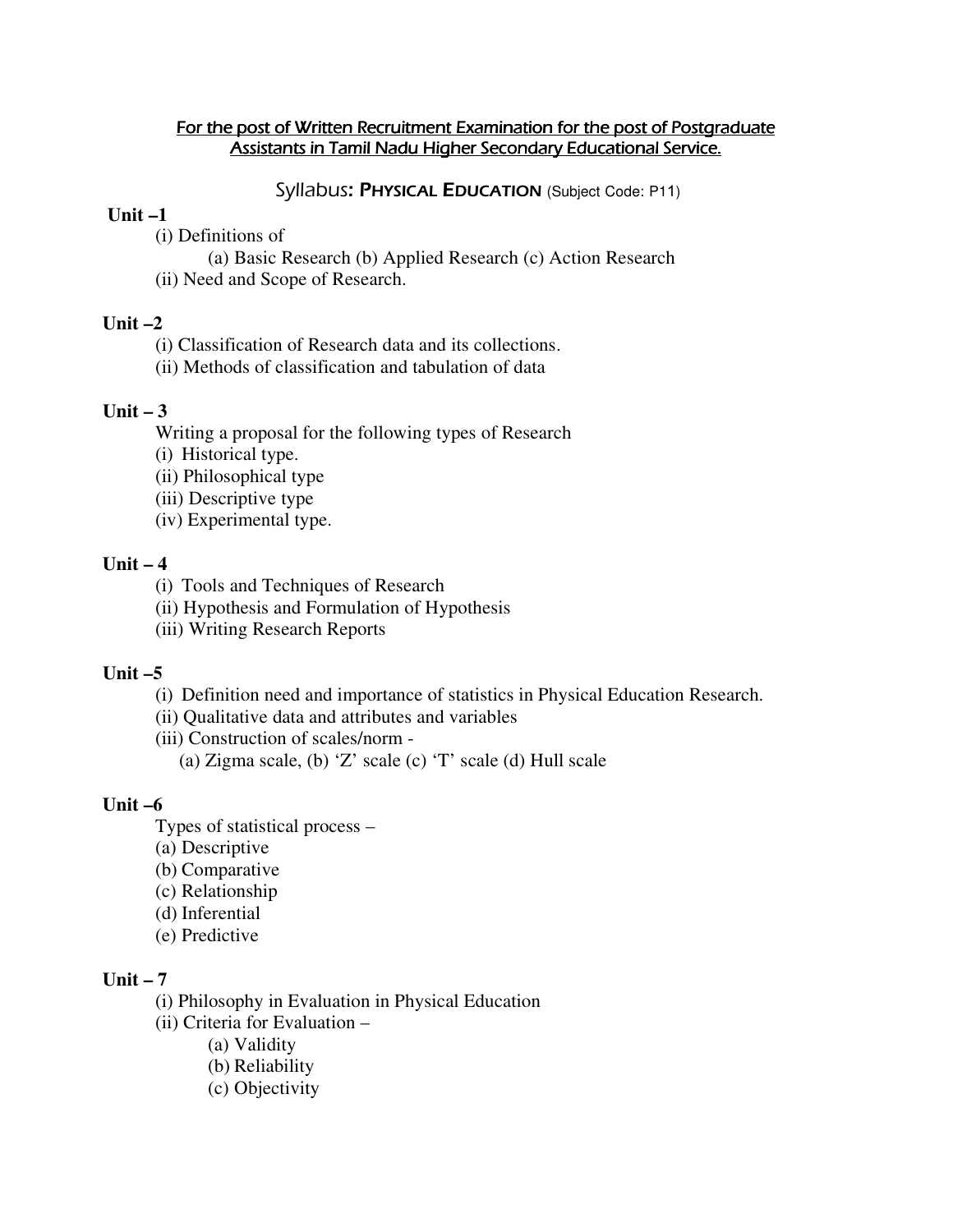For the post of Written Recruitment Examination for the post of Postgraduate Assistants in Tamil Nadu Higher Secondary Educational Service.

## Syllabus: PHYSICAL EDUCATION (Subject Code: P11)

**Unit –1**

(i) Definitions of

(a) Basic Research (b) Applied Research (c) Action Research

(ii) Need and Scope of Research.

**Unit –2**

(i) Classification of Research data and its collections.

(ii) Methods of classification and tabulation of data

**Unit – 3**

Writing a proposal for the following types of Research

(i) Historical type.

(ii) Philosophical type

(iii) Descriptive type

(iv) Experimental type.

**Unit – 4**

(i) Tools and Techniques of Research

(ii) Hypothesis and Formulation of Hypothesis

(iii) Writing Research Reports

**Unit –5**

(i) Definition need and importance of statistics in Physical Education Research.

(ii) Qualitative data and attributes and variables

(iii) Construction of scales/norm -

(a) Zigma scale, (b) 'Z' scale (c) 'T' scale (d) Hull scale

**Unit –6**

Types of statistical process –

(a) Descriptive

(b) Comparative

(c) Relationship

(d) Inferential

(e) Predictive

**Unit – 7**

(i) Philosophy in Evaluation in Physical Education

(ii) Criteria for Evaluation –

(a) Validity

(b) Reliability

(c) Objectivity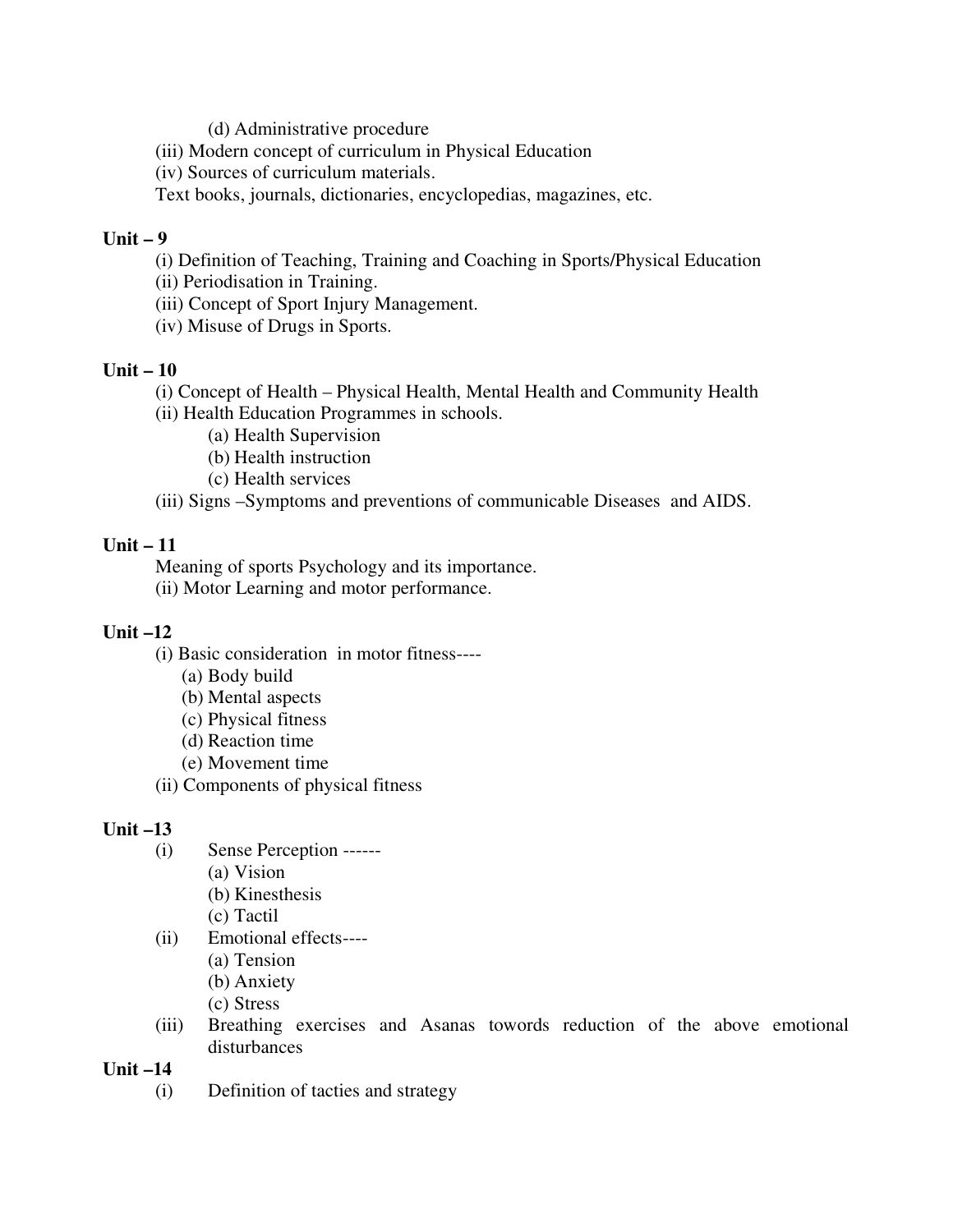(d) Administrative procedure

(iii) Modern concept of curriculum in Physical Education

(iv) Sources of curriculum materials.

Text books, journals, dictionaries, encyclopedias, magazines, etc.

**Unit – 9**

(i) Definition of Teaching, Training and Coaching in Sports/Physical Education

(ii) Periodisation in Training.

(iii) Concept of Sport Injury Management.

(iv) Misuse of Drugs in Sports.

**Unit – 10**

(i) Concept of Health – Physical Health, Mental Health and Community Health

(ii) Health Education Programmes in schools.

- (a) Health Supervision
- (b) Health instruction
- (c) Health services

(iii) Signs –Symptoms and preventions of communicable Diseases and AIDS.

**Unit – 11**

Meaning of sports Psychology and its importance.

(ii) Motor Learning and motor performance.

**Unit –12**

(i) Basic consideration in motor fitness----

- (a) Body build
- (b) Mental aspects
- (c) Physical fitness
- (d) Reaction time
- (e) Movement time

(ii) Components of physical fitness

**Unit –13**

(i) Sense Perception ------

- (a) Vision
- (b) Kinesthesis
- (c) Tactil

(ii) Emotional effects----

- (a) Tension
- (b) Anxiety
- (c) Stress

(iii) Breathing exercises and Asanas towords reduction of the above emotional disturbances

**Unit –14**

(i) Definition of tacties and strategy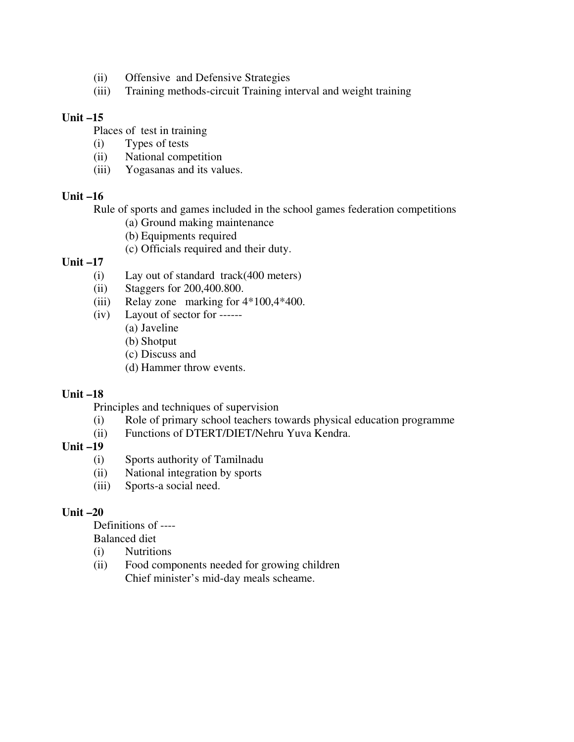(ii) Offensive and Defensive Strategies
(iii) Training methods-circuit Training interval and weight training

**Unit –15**

Places of test in training

(i) Types of tests
(ii) National competition
(iii) Yogasanas and its values.

**Unit –16**

Rule of sports and games included in the school games federation competitions

(a) Ground making maintenance
(b) Equipments required
(c) Officials required and their duty.

**Unit –17**

(i) Lay out of standard track(400 meters)
(ii) Staggers for 200,400.800.
(iii) Relay zone marking for 4*100,4*400.
(iv) Layout of sector for ------
(a) Javeline
(b) Shotput
(c) Discuss and
(d) Hammer throw events.

**Unit –18**

Principles and techniques of supervision

(i) Role of primary school teachers towards physical education programme
(ii) Functions of DTERT/DIET/Nehru Yuva Kendra.

**Unit –19**

(i) Sports authority of Tamilnadu
(ii) National integration by sports
(iii) Sports-a social need.

**Unit –20**

Definitions of ----

Balanced diet

(i) Nutritions
(ii) Food components needed for growing children
Chief minister's mid-day meals scheame.